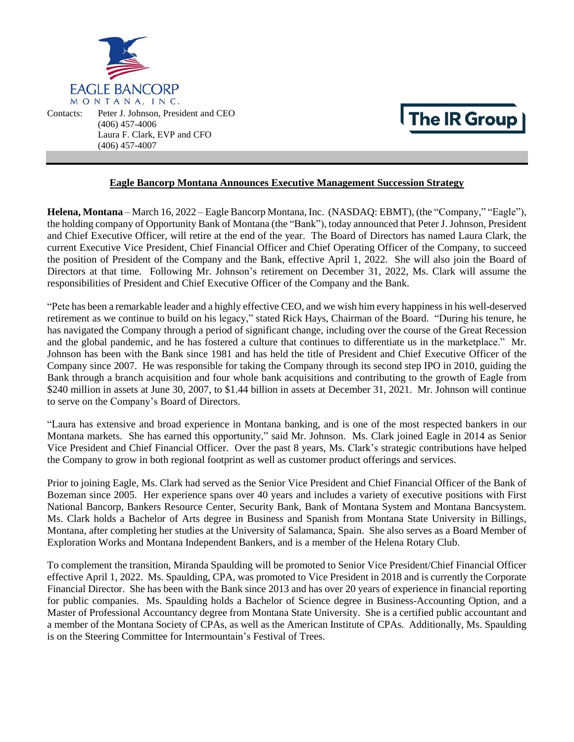EAGLE BANCORP
MONTANA, INC.

Contacts: Peter J. Johnson, President and CEO
(406) 457-4006
Laura F. Clark, EVP and CFO
(406) 457-4007

The IR Group

## Eagle Bancorp Montana Announces Executive Management Succession Strategy

**Helena, Montana** – March 16, 2022 – Eagle Bancorp Montana, Inc. (NASDAQ: EBMT), (the "Company," "Eagle"), the holding company of Opportunity Bank of Montana (the "Bank"), today announced that Peter J. Johnson, President and Chief Executive Officer, will retire at the end of the year. The Board of Directors has named Laura Clark, the current Executive Vice President, Chief Financial Officer and Chief Operating Officer of the Company, to succeed the position of President of the Company and the Bank, effective April 1, 2022. She will also join the Board of Directors at that time. Following Mr. Johnson's retirement on December 31, 2022, Ms. Clark will assume the responsibilities of President and Chief Executive Officer of the Company and the Bank.

"Pete has been a remarkable leader and a highly effective CEO, and we wish him every happiness in his well-deserved retirement as we continue to build on his legacy," stated Rick Hays, Chairman of the Board. "During his tenure, he has navigated the Company through a period of significant change, including over the course of the Great Recession and the global pandemic, and he has fostered a culture that continues to differentiate us in the marketplace." Mr. Johnson has been with the Bank since 1981 and has held the title of President and Chief Executive Officer of the Company since 2007. He was responsible for taking the Company through its second step IPO in 2010, guiding the Bank through a branch acquisition and four whole bank acquisitions and contributing to the growth of Eagle from $240 million in assets at June 30, 2007, to $1.44 billion in assets at December 31, 2021. Mr. Johnson will continue to serve on the Company's Board of Directors.

"Laura has extensive and broad experience in Montana banking, and is one of the most respected bankers in our Montana markets. She has earned this opportunity," said Mr. Johnson. Ms. Clark joined Eagle in 2014 as Senior Vice President and Chief Financial Officer. Over the past 8 years, Ms. Clark's strategic contributions have helped the Company to grow in both regional footprint as well as customer product offerings and services.

Prior to joining Eagle, Ms. Clark had served as the Senior Vice President and Chief Financial Officer of the Bank of Bozeman since 2005. Her experience spans over 40 years and includes a variety of executive positions with First National Bancorp, Bankers Resource Center, Security Bank, Bank of Montana System and Montana Bancsystem. Ms. Clark holds a Bachelor of Arts degree in Business and Spanish from Montana State University in Billings, Montana, after completing her studies at the University of Salamanca, Spain. She also serves as a Board Member of Exploration Works and Montana Independent Bankers, and is a member of the Helena Rotary Club.

To complement the transition, Miranda Spaulding will be promoted to Senior Vice President/Chief Financial Officer effective April 1, 2022. Ms. Spaulding, CPA, was promoted to Vice President in 2018 and is currently the Corporate Financial Director. She has been with the Bank since 2013 and has over 20 years of experience in financial reporting for public companies. Ms. Spaulding holds a Bachelor of Science degree in Business-Accounting Option, and a Master of Professional Accountancy degree from Montana State University. She is a certified public accountant and a member of the Montana Society of CPAs, as well as the American Institute of CPAs. Additionally, Ms. Spaulding is on the Steering Committee for Intermountain's Festival of Trees.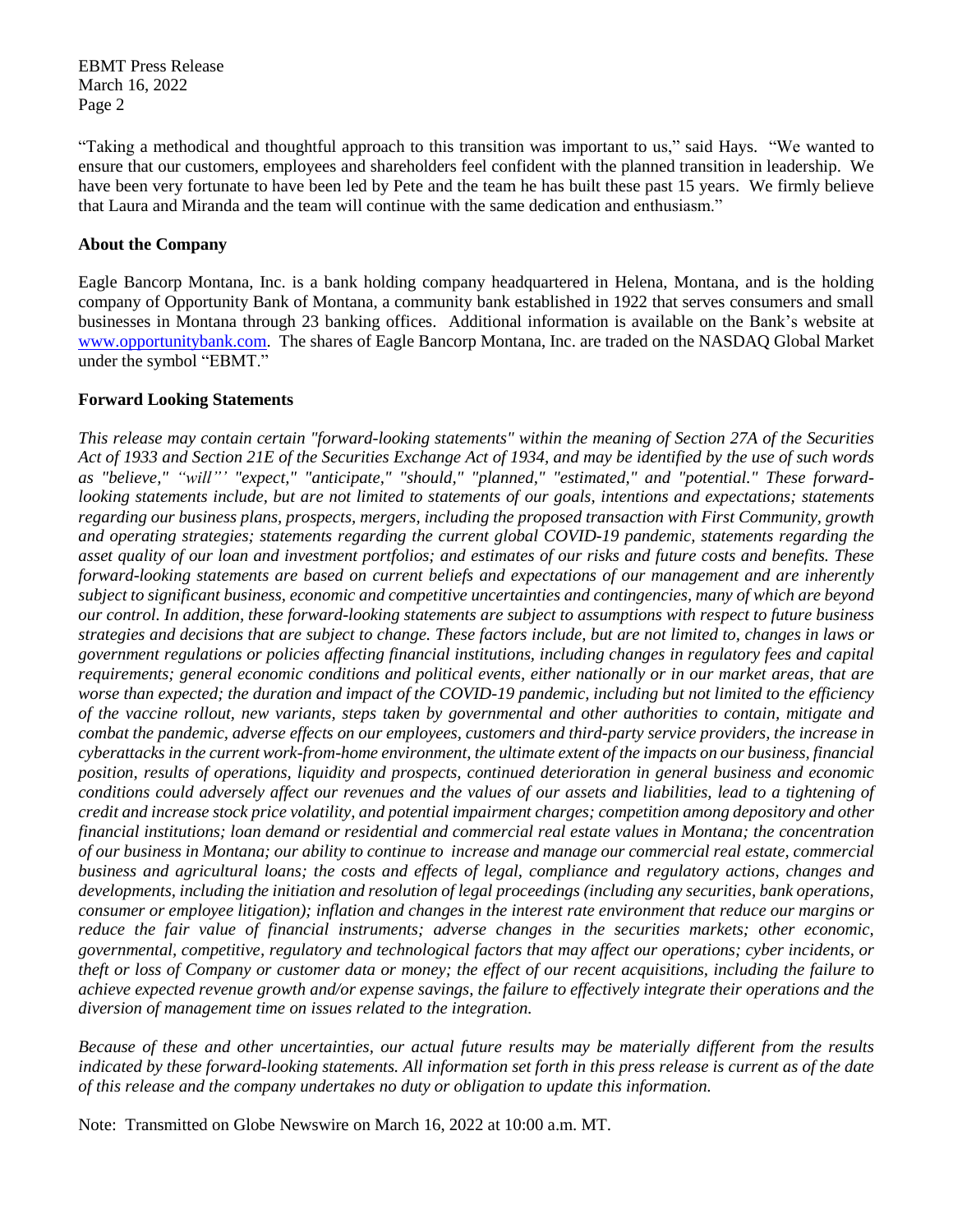"Taking a methodical and thoughtful approach to this transition was important to us," said Hays. "We wanted to ensure that our customers, employees and shareholders feel confident with the planned transition in leadership. We have been very fortunate to have been led by Pete and the team he has built these past 15 years. We firmly believe that Laura and Miranda and the team will continue with the same dedication and enthusiasm."

**About the Company**

Eagle Bancorp Montana, Inc. is a bank holding company headquartered in Helena, Montana, and is the holding company of Opportunity Bank of Montana, a community bank established in 1922 that serves consumers and small businesses in Montana through 23 banking offices. Additional information is available on the Bank's website at www.opportunitybank.com. The shares of Eagle Bancorp Montana, Inc. are traded on the NASDAQ Global Market under the symbol "EBMT."

**Forward Looking Statements**

*This release may contain certain "forward-looking statements" within the meaning of Section 27A of the Securities Act of 1933 and Section 21E of the Securities Exchange Act of 1934, and may be identified by the use of such words as "believe," "will"' "expect," "anticipate," "should," "planned," "estimated," and "potential." These forward-looking statements include, but are not limited to statements of our goals, intentions and expectations; statements regarding our business plans, prospects, mergers, including the proposed transaction with First Community, growth and operating strategies; statements regarding the current global COVID-19 pandemic, statements regarding the asset quality of our loan and investment portfolios; and estimates of our risks and future costs and benefits. These forward-looking statements are based on current beliefs and expectations of our management and are inherently subject to significant business, economic and competitive uncertainties and contingencies, many of which are beyond our control. In addition, these forward-looking statements are subject to assumptions with respect to future business strategies and decisions that are subject to change. These factors include, but are not limited to, changes in laws or government regulations or policies affecting financial institutions, including changes in regulatory fees and capital requirements; general economic conditions and political events, either nationally or in our market areas, that are worse than expected; the duration and impact of the COVID-19 pandemic, including but not limited to the efficiency of the vaccine rollout, new variants, steps taken by governmental and other authorities to contain, mitigate and combat the pandemic, adverse effects on our employees, customers and third-party service providers, the increase in cyberattacks in the current work-from-home environment, the ultimate extent of the impacts on our business, financial position, results of operations, liquidity and prospects, continued deterioration in general business and economic conditions could adversely affect our revenues and the values of our assets and liabilities, lead to a tightening of credit and increase stock price volatility, and potential impairment charges; competition among depository and other financial institutions; loan demand or residential and commercial real estate values in Montana; the concentration of our business in Montana; our ability to continue to increase and manage our commercial real estate, commercial business and agricultural loans; the costs and effects of legal, compliance and regulatory actions, changes and developments, including the initiation and resolution of legal proceedings (including any securities, bank operations, consumer or employee litigation); inflation and changes in the interest rate environment that reduce our margins or reduce the fair value of financial instruments; adverse changes in the securities markets; other economic, governmental, competitive, regulatory and technological factors that may affect our operations; cyber incidents, or theft or loss of Company or customer data or money; the effect of our recent acquisitions, including the failure to achieve expected revenue growth and/or expense savings, the failure to effectively integrate their operations and the diversion of management time on issues related to the integration.*

*Because of these and other uncertainties, our actual future results may be materially different from the results indicated by these forward-looking statements. All information set forth in this press release is current as of the date of this release and the company undertakes no duty or obligation to update this information.*

Note: Transmitted on Globe Newswire on March 16, 2022 at 10:00 a.m. MT.